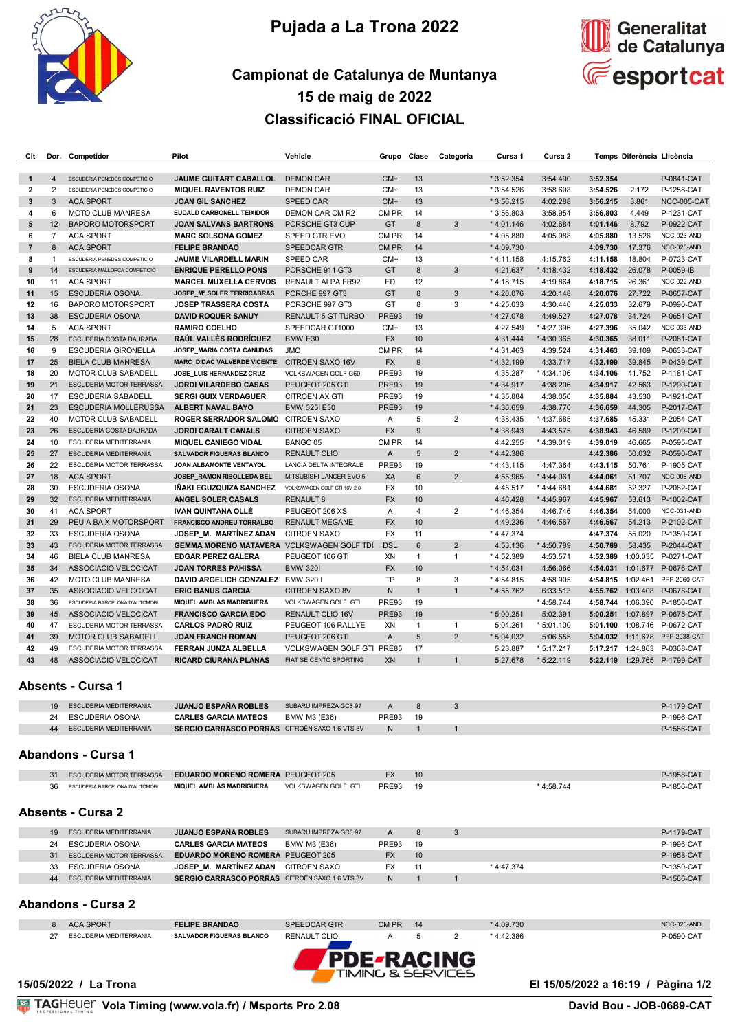# Pujada a La Trona 2022

## Campionat de Catalunya de Muntanya
## 15 de maig de 2022
## Classificació FINAL OFICIAL

| Clt | Dor. | Competidor | Pilot | Vehicle | Grupo | Clase | Categoria | Cursa 1 | Cursa 2 | Temps | Diferència | Llicència |
|---|---|---|---|---|---|---|---|---|---|---|---|---|
| 1 | 4 | ESCUDERIA PENEDES COMPETICIO | JAUME GUITART CABALLOL | DEMON CAR | CM+ | 13 | | * 3:52.354 | 3:54.490 | 3:52.354 | | P-0841-CAT |
| 2 | 2 | ESCUDERIA PENEDES COMPETICIO | MIQUEL RAVENTOS RUIZ | DEMON CAR | CM+ | 13 | | * 3:54.526 | 3:58.608 | 3:54.526 | 2.172 | P-1258-CAT |
| 3 | 3 | ACA SPORT | JOAN GIL SANCHEZ | SPEED CAR | CM+ | 13 | | * 3:56.215 | 4:02.288 | 3:56.215 | 3.861 | NCC-005-CAT |
| 4 | 6 | MOTO CLUB MANRESA | EUDALD CARBONELL TEIXIDOR | DEMON CAR CM R2 | CM PR | 14 | | * 3:56.803 | 3:58.954 | 3:56.803 | 4.449 | P-1231-CAT |
| 5 | 12 | BAPORO MOTORSPORT | JOAN SALVANS BARTRONS | PORSCHE GT3 CUP | GT | 8 | 3 | * 4:01.146 | 4:02.684 | 4:01.146 | 8.792 | P-0922-CAT |
| 6 | 7 | ACA SPORT | MARC SOLSONA GOMEZ | SPEED GTR EVO | CM PR | 14 | | * 4:05.880 | 4:05.988 | 4:05.880 | 13.526 | NCC-023-AND |
| 7 | 8 | ACA SPORT | FELIPE BRANDAO | SPEEDCAR GTR | CM PR | 14 | | * 4:09.730 | | 4:09.730 | 17.376 | NCC-020-AND |
| 8 | 1 | ESCUDERIA PENEDES COMPETICIO | JAUME VILARDELL MARIN | SPEED CAR | CM+ | 13 | | * 4:11.158 | 4:15.762 | 4:11.158 | 18.804 | P-0723-CAT |
| 9 | 14 | ESCUDERIA MALLORCA COMPETICIÓ | ENRIQUE PERELLO PONS | PORSCHE 911 GT3 | GT | 8 | 3 | 4:21.637 | * 4:18.432 | 4:18.432 | 26.078 | P-0059-IB |
| 10 | 11 | ACA SPORT | MARCEL MUXELLA CERVOS | RENAULT ALPA FR92 | ED | 12 | | * 4:18.715 | 4:19.864 | 4:18.715 | 26.361 | NCC-022-AND |
| 11 | 15 | ESCUDERIA OSONA | JOSEP_Mª SOLER TERRICABRAS | PORCHE 997 GT3 | GT | 8 | 3 | * 4:20.076 | 4:20.148 | 4:20.076 | 27.722 | P-0657-CAT |
| 12 | 16 | BAPORO MOTORSPORT | JOSEP TRASSERA COSTA | PORSCHE 997 GT3 | GT | 8 | 3 | * 4:25.033 | 4:30.440 | 4:25.033 | 32.679 | P-0990-CAT |
| 13 | 38 | ESCUDERIA OSONA | DAVID ROQUER SANUY | RENAULT 5 GT TURBO | PRE93 | 19 | | * 4:27.078 | 4:49.527 | 4:27.078 | 34.724 | P-0651-CAT |
| 14 | 5 | ACA SPORT | RAMIRO COELHO | SPEEDCAR GT1000 | CM+ | 13 | | 4:27.549 | * 4:27.396 | 4:27.396 | 35.042 | NCC-033-AND |
| 15 | 28 | ESCUDERIA COSTA DAURADA | RAÚL VALLÈS RODRÍGUEZ | BMW E30 | FX | 10 | | 4:31.444 | * 4:30.365 | 4:30.365 | 38.011 | P-2081-CAT |
| 16 | 9 | ESCUDERIA GIRONELLA | JOSEP_MARIA COSTA CANUDAS | JMC | CM PR | 14 | | * 4:31.463 | 4:39.524 | 4:31.463 | 39.109 | P-0633-CAT |
| 17 | 25 | BIELA CLUB MANRESA | MARC_DIDAC VALVERDE VICENTE | CITROEN SAXO 16V | FX | 9 | | * 4:32.199 | 4:33.717 | 4:32.199 | 39.845 | P-0439-CAT |
| 18 | 20 | MOTOR CLUB SABADELL | JOSE_LUIS HERNANDEZ CRUZ | VOLKSWAGEN GOLF G60 | PRE93 | 19 | | 4:35.287 | * 4:34.106 | 4:34.106 | 41.752 | P-1181-CAT |
| 19 | 21 | ESCUDERIA MOTOR TERRASSA | JORDI VILARDEBO CASAS | PEUGEOT 205 GTI | PRE93 | 19 | | * 4:34.917 | 4:38.206 | 4:34.917 | 42.563 | P-1290-CAT |
| 20 | 17 | ESCUDERIA SABADELL | SERGI GUIX VERDAGUER | CITROEN AX GTI | PRE93 | 19 | | * 4:35.884 | 4:38.050 | 4:35.884 | 43.530 | P-1921-CAT |
| 21 | 23 | ESCUDERIA MOLLERUSSA | ALBERT NAVAL BAYO | BMW 325I E30 | PRE93 | 19 | | * 4:36.659 | 4:38.770 | 4:36.659 | 44.305 | P-2017-CAT |
| 22 | 40 | MOTOR CLUB SABADELL | ROGER SERRADOR SALOMÓ | CITROEN SAXO | A | 5 | 2 | 4:38.435 | * 4:37.685 | 4:37.685 | 45.331 | P-2054-CAT |
| 23 | 26 | ESCUDERIA COSTA DAURADA | JORDI CARALT CANALS | CITROEN SAXO | FX | 9 | | * 4:38.943 | 4:43.575 | 4:38.943 | 46.589 | P-1209-CAT |
| 24 | 10 | ESCUDERIA MEDITERRANIA | MIQUEL CANIEGO VIDAL | BANGO 05 | CM PR | 14 | | 4:42.255 | * 4:39.019 | 4:39.019 | 46.665 | P-0595-CAT |
| 25 | 27 | ESCUDERIA MEDITERRANIA | SALVADOR FIGUERAS BLANCO | RENAULT CLIO | A | 5 | 2 | * 4:42.386 | | 4:42.386 | 50.032 | P-0590-CAT |
| 26 | 22 | ESCUDERIA MOTOR TERRASSA | JOAN ALBAMONTE VERTICHE | LANCIA DELTA INTEGRALE | PRE93 | 19 | | * 4:43.115 | 4:47.364 | 4:43.115 | 50.761 | P-1905-CAT |
| 27 | 18 | ACA SPORT | JOSEP_RAMON RIBOLLEDA BEL | MITSUBISHI LANCER EVO 5 | XA | 6 | 2 | 4:55.965 | * 4:44.061 | 4:44.061 | 51.707 | NCC-008-AND |
| 28 | 30 | ESCUDERIA OSONA | IÑAKI EGUZQUIZA SANCHEZ | VOLKSWAGEN GOLF GTI 16V 2.0 | FX | 10 | | 4:45.517 | * 4:44.681 | 4:44.681 | 52.327 | P-2082-CAT |
| 29 | 32 | ESCUDERIA MEDITERRANIA | ANGEL SOLER CASALS | RENAULT 8 | FX | 10 | | 4:46.428 | * 4:45.967 | 4:45.967 | 53.613 | P-1002-CAT |
| 30 | 41 | ACA SPORT | IVAN QUINTANA OLLÉ | PEUGEOT 206 XS | A | 4 | 2 | * 4:46.354 | 4:46.746 | 4:46.354 | 54.000 | NCC-031-AND |
| 31 | 29 | PEU A BAIX MOTORSPORT | FRANCISCO ANDREU TORRALBO | RENAULT MEGANE | FX | 10 | | 4:49.236 | * 4:46.567 | 4:46.567 | 54.213 | P-2102-CAT |
| 32 | 33 | ESCUDERIA OSONA | JOSEP_M. MARTÍNEZ ADAN | CITROEN SAXO | FX | 11 | | * 4:47.374 | | 4:47.374 | 55.020 | P-1350-CAT |
| 33 | 43 | ESCUDERIA MOTOR TERRASSA | GEMMA MORENO MATAVERA | VOLKSWAGEN GOLF TDI | DSL | 6 | 2 | 4:53.136 | * 4:50.789 | 4:50.789 | 58.435 | P-2044-CAT |
| 34 | 46 | BIELA CLUB MANRESA | EDGAR PEREZ GALERA | PEUGEOT 106 GTI | XN | 1 | 1 | * 4:52.389 | 4:53.571 | 4:52.389 | 1:00.035 | P-0271-CAT |
| 35 | 34 | ASSOCIACIO VELOCICAT | JOAN TORRES PAHISSA | BMW 320I | FX | 10 | | * 4:54.031 | 4:56.066 | 4:54.031 | 1:01.677 | P-0676-CAT |
| 36 | 42 | MOTO CLUB MANRESA | DAVID ARGELICH GONZALEZ | BMW 320 I | TP | 8 | 3 | * 4:54.815 | 4:58.905 | 4:54.815 | 1:02.461 | PPP-2060-CAT |
| 37 | 35 | ASSOCIACIO VELOCICAT | ERIC BANUS GARCIA | CITROEN SAXO 8V | N | 1 | 1 | * 4:55.762 | 6:33.513 | 4:55.762 | 1:03.408 | P-0678-CAT |
| 38 | 36 | ESCUDERIA BARCELONA D'AUTOMOBI | MIQUEL AMBLÀS MADRIGUERA | VOLKSWAGEN GOLF GTI | PRE93 | 19 | | | * 4:58.744 | 4:58.744 | 1:06.390 | P-1856-CAT |
| 39 | 45 | ASSOCIACIO VELOCICAT | FRANCISCO GARCIA EDO | RENAULT CLIO 16V | PRE93 | 19 | | * 5:00.251 | 5:02.391 | 5:00.251 | 1:07.897 | P-0675-CAT |
| 40 | 47 | ESCUDERIA MOTOR TERRASSA | CARLOS PADRÓ RUIZ | PEUGEOT 106 RALLYE | XN | 1 | 1 | 5:04.261 | * 5:01.100 | 5:01.100 | 1:08.746 | P-0672-CAT |
| 41 | 39 | MOTOR CLUB SABADELL | JOAN FRANCH ROMAN | PEUGEOT 206 GTI | A | 5 | 2 | * 5:04.032 | 5:06.555 | 5:04.032 | 1:11.678 | PPP-2038-CAT |
| 42 | 49 | ESCUDERIA MOTOR TERRASSA | FERRAN JUNZA ALBELLA | VOLKSWAGEN GOLF GTI | PRE85 | 17 | | 5:23.887 | * 5:17.217 | 5:17.217 | 1:24.863 | P-0368-CAT |
| 43 | 48 | ASSOCIACIO VELOCICAT | RICARD CIURANA PLANAS | FIAT SEICENTO SPORTING | XN | 1 | 1 | 5:27.678 | * 5:22.119 | 5:22.119 | 1:29.765 | P-1799-CAT |

## Absents - Cursa 1

| Dor. | Competidor | Pilot | Vehicle | Grupo | Clase | Categoria | Cursa 1 | Cursa 2 | Llicència |
|---|---|---|---|---|---|---|---|---|---|
| 19 | ESCUDERIA MEDITERRANIA | JUANJO ESPAÑA ROBLES | SUBARU IMPREZA GC8 97 | A | 8 | 3 | | | P-1179-CAT |
| 24 | ESCUDERIA OSONA | CARLES GARCIA MATEOS | BMW M3 (E36) | PRE93 | 19 | | | | P-1996-CAT |
| 44 | ESCUDERIA MEDITERRANIA | SERGIO CARRASCO PORRAS | CITROËN SAXO 1.6 VTS 8V | N | 1 | 1 | | | P-1566-CAT |

## Abandons - Cursa 1

| Dor. | Competidor | Pilot | Vehicle | Grupo | Clase | Categoria | Cursa 1 | Cursa 2 | Llicència |
|---|---|---|---|---|---|---|---|---|---|
| 31 | ESCUDERIA MOTOR TERRASSA | EDUARDO MORENO ROMERA | PEUGEOT 205 | FX | 10 | | | | P-1958-CAT |
| 36 | ESCUDERIA BARCELONA D'AUTOMOBI | MIQUEL AMBLÀS MADRIGUERA | VOLKSWAGEN GOLF GTI | PRE93 | 19 | | | * 4:58.744 | P-1856-CAT |

## Absents - Cursa 2

| Dor. | Competidor | Pilot | Vehicle | Grupo | Clase | Categoria | Cursa 1 | Cursa 2 | Llicència |
|---|---|---|---|---|---|---|---|---|---|
| 19 | ESCUDERIA MEDITERRANIA | JUANJO ESPAÑA ROBLES | SUBARU IMPREZA GC8 97 | A | 8 | 3 | | | P-1179-CAT |
| 24 | ESCUDERIA OSONA | CARLES GARCIA MATEOS | BMW M3 (E36) | PRE93 | 19 | | | | P-1996-CAT |
| 31 | ESCUDERIA MOTOR TERRASSA | EDUARDO MORENO ROMERA | PEUGEOT 205 | FX | 10 | | | | P-1958-CAT |
| 33 | ESCUDERIA OSONA | JOSEP_M. MARTÍNEZ ADAN | CITROEN SAXO | FX | 11 | | * 4:47.374 | | P-1350-CAT |
| 44 | ESCUDERIA MEDITERRANIA | SERGIO CARRASCO PORRAS | CITROËN SAXO 1.6 VTS 8V | N | 1 | 1 | | | P-1566-CAT |

## Abandons - Cursa 2

| Dor. | Competidor | Pilot | Vehicle | Grupo | Clase | Categoria | Cursa 1 | Cursa 2 | Llicència |
|---|---|---|---|---|---|---|---|---|---|
| 8 | ACA SPORT | FELIPE BRANDAO | SPEEDCAR GTR | CM PR | 14 | | * 4:09.730 | | NCC-020-AND |
| 27 | ESCUDERIA MEDITERRANIA | SALVADOR FIGUERAS BLANCO | RENAULT CLIO | A | 5 | 2 | * 4:42.386 | | P-0590-CAT |

15/05/2022 / La Trona

El 15/05/2022 a 16:19

Vola Timing (www.vola.fr) / Msports Pro 2.08

David Bou - JOB-0689-CAT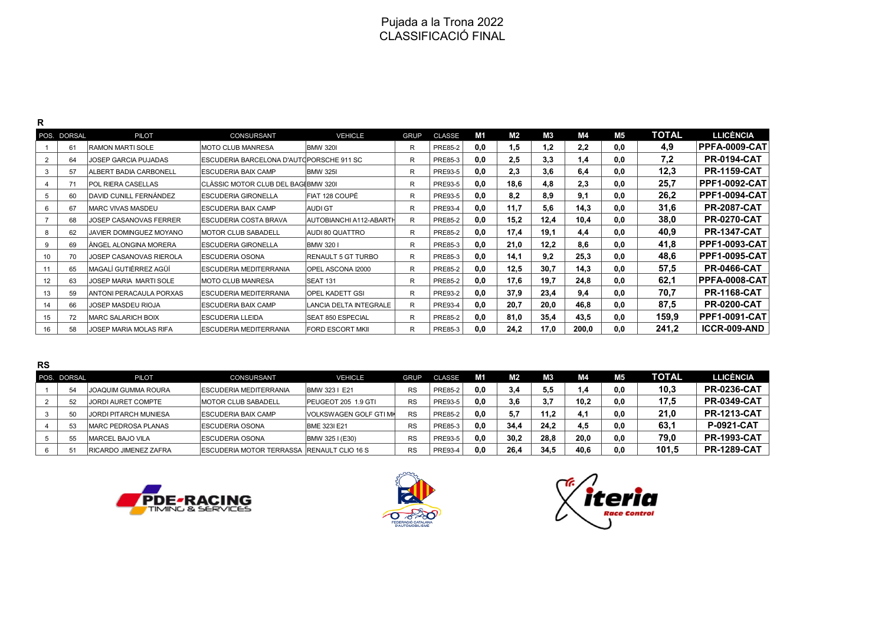# Pujada a la Trona 2022
## CLASSIFICACIÓ FINAL

**R**

| POS. | DORSAL | PILOT | CONSURSANT | VEHICLE | GRUP | CLASSE | M1 | M2 | M3 | M4 | M5 | TOTAL | LLICÈNCIA |
|---|---|---|---|---|---|---|---|---|---|---|---|---|---|
| 1 | 61 | RAMON MARTI SOLE | MOTO CLUB MANRESA | BMW 320I | R | PRE85-2 | 0,0 | 1,5 | 1,2 | 2,2 | 0,0 | 4,9 | PPFA-0009-CAT |
| 2 | 64 | JOSEP GARCIA PUJADAS | ESCUDERIA BARCELONA D'AUTO | PORSCHE 911 SC | R | PRE85-3 | 0,0 | 2,5 | 3,3 | 1,4 | 0,0 | 7,2 | PR-0194-CAT |
| 3 | 57 | ALBERT BADIA CARBONELL | ESCUDERIA BAIX CAMP | BMW 325I | R | PRE93-5 | 0,0 | 2,3 | 3,6 | 6,4 | 0,0 | 12,3 | PR-1159-CAT |
| 4 | 71 | POL RIERA CASELLAS | CLÀSSIC MOTOR CLUB DEL BAGE | BMW 320I | R | PRE93-5 | 0,0 | 18,6 | 4,8 | 2,3 | 0,0 | 25,7 | PPF1-0092-CAT |
| 5 | 60 | DAVID CUNILL FERNÀNDEZ | ESCUDERIA GIRONELLA | FIAT 128 COUPÉ | R | PRE93-5 | 0,0 | 8,2 | 8,9 | 9,1 | 0,0 | 26,2 | PPF1-0094-CAT |
| 6 | 67 | MARC VIVAS MASDEU | ESCUDERIA BAIX CAMP | AUDI GT | R | PRE93-4 | 0,0 | 11,7 | 5,6 | 14,3 | 0,0 | 31,6 | PR-2087-CAT |
| 7 | 68 | JOSEP CASANOVAS FERRER | ESCUDERIA COSTA BRAVA | AUTOBIANCHI A112-ABARTH | R | PRE85-2 | 0,0 | 15,2 | 12,4 | 10,4 | 0,0 | 38,0 | PR-0270-CAT |
| 8 | 62 | JAVIER DOMINGUEZ MOYANO | MOTOR CLUB SABADELL | AUDI 80 QUATTRO | R | PRE85-2 | 0,0 | 17,4 | 19,1 | 4,4 | 0,0 | 40,9 | PR-1347-CAT |
| 9 | 69 | ÀNGEL ALONGINA MORERA | ESCUDERIA GIRONELLA | BMW 320 I | R | PRE85-3 | 0,0 | 21,0 | 12,2 | 8,6 | 0,0 | 41,8 | PPF1-0093-CAT |
| 10 | 70 | JOSEP CASANOVAS RIEROLA | ESCUDERIA OSONA | RENAULT 5 GT TURBO | R | PRE85-3 | 0,0 | 14,1 | 9,2 | 25,3 | 0,0 | 48,6 | PPF1-0095-CAT |
| 11 | 65 | MAGALÍ GUTIÉRREZ AGÜÍ | ESCUDERIA MEDITERRANIA | OPEL ASCONA I2000 | R | PRE85-2 | 0,0 | 12,5 | 30,7 | 14,3 | 0,0 | 57,5 | PR-0466-CAT |
| 12 | 63 | JOSEP MARIA MARTI SOLE | MOTO CLUB MANRESA | SEAT 131 | R | PRE85-2 | 0,0 | 17,6 | 19,7 | 24,8 | 0,0 | 62,1 | PPFA-0008-CAT |
| 13 | 59 | ANTONI PERACAULA PORXAS | ESCUDERIA MEDITERRANIA | OPEL KADETT GSI | R | PRE93-2 | 0,0 | 37,9 | 23,4 | 9,4 | 0,0 | 70,7 | PR-1168-CAT |
| 14 | 66 | JOSEP MASDEU RIOJA | ESCUDERIA BAIX CAMP | LANCIA DELTA INTEGRALE | R | PRE93-4 | 0,0 | 20,7 | 20,0 | 46,8 | 0,0 | 87,5 | PR-0200-CAT |
| 15 | 72 | MARC SALARICH BOIX | ESCUDERIA LLEIDA | SEAT 850 ESPECIAL | R | PRE85-2 | 0,0 | 81,0 | 35,4 | 43,5 | 0,0 | 159,9 | PPF1-0091-CAT |
| 16 | 58 | JOSEP MARIA MOLAS RIFA | ESCUDERIA MEDITERRANIA | FORD ESCORT MKII | R | PRE85-3 | 0,0 | 24,2 | 17,0 | 200,0 | 0,0 | 241,2 | ICCR-009-AND |

**RS**

| POS. | DORSAL | PILOT | CONSURSANT | VEHICLE | GRUP | CLASSE | M1 | M2 | M3 | M4 | M5 | TOTAL | LLICÈNCIA |
|---|---|---|---|---|---|---|---|---|---|---|---|---|---|
| 1 | 54 | JOAQUIM GUMMA ROURA | ESCUDERIA MEDITERRANIA | BMW 323 I E21 | RS | PRE85-2 | 0,0 | 3,4 | 5,5 | 1,4 | 0,0 | 10,3 | PR-0236-CAT |
| 2 | 52 | JORDI AURET COMPTE | MOTOR CLUB SABADELL | PEUGEOT 205 1.9 GTI | RS | PRE93-5 | 0,0 | 3,6 | 3,7 | 10,2 | 0,0 | 17,5 | PR-0349-CAT |
| 3 | 50 | JORDI PITARCH MUNIESA | ESCUDERIA BAIX CAMP | VOLKSWAGEN GOLF GTI MK | RS | PRE85-2 | 0,0 | 5,7 | 11,2 | 4,1 | 0,0 | 21,0 | PR-1213-CAT |
| 4 | 53 | MARC PEDROSA PLANAS | ESCUDERIA OSONA | BME 323I E21 | RS | PRE85-3 | 0,0 | 34,4 | 24,2 | 4,5 | 0,0 | 63,1 | P-0921-CAT |
| 5 | 55 | MARCEL BAJO VILA | ESCUDERIA OSONA | BMW 325 I (E30) | RS | PRE93-5 | 0,0 | 30,2 | 28,8 | 20,0 | 0,0 | 79,0 | PR-1993-CAT |
| 6 | 51 | RICARDO JIMENEZ ZAFRA | ESCUDERIA MOTOR TERRASSA | RENAULT CLIO 16 S | RS | PRE93-4 | 0,0 | 26,4 | 34,5 | 40,6 | 0,0 | 101,5 | PR-1289-CAT |

PDE-RACING TIMING & SERVICES

FEDERACIÓ CATALANA D'AUTOMOBILISME

iteria Race Control